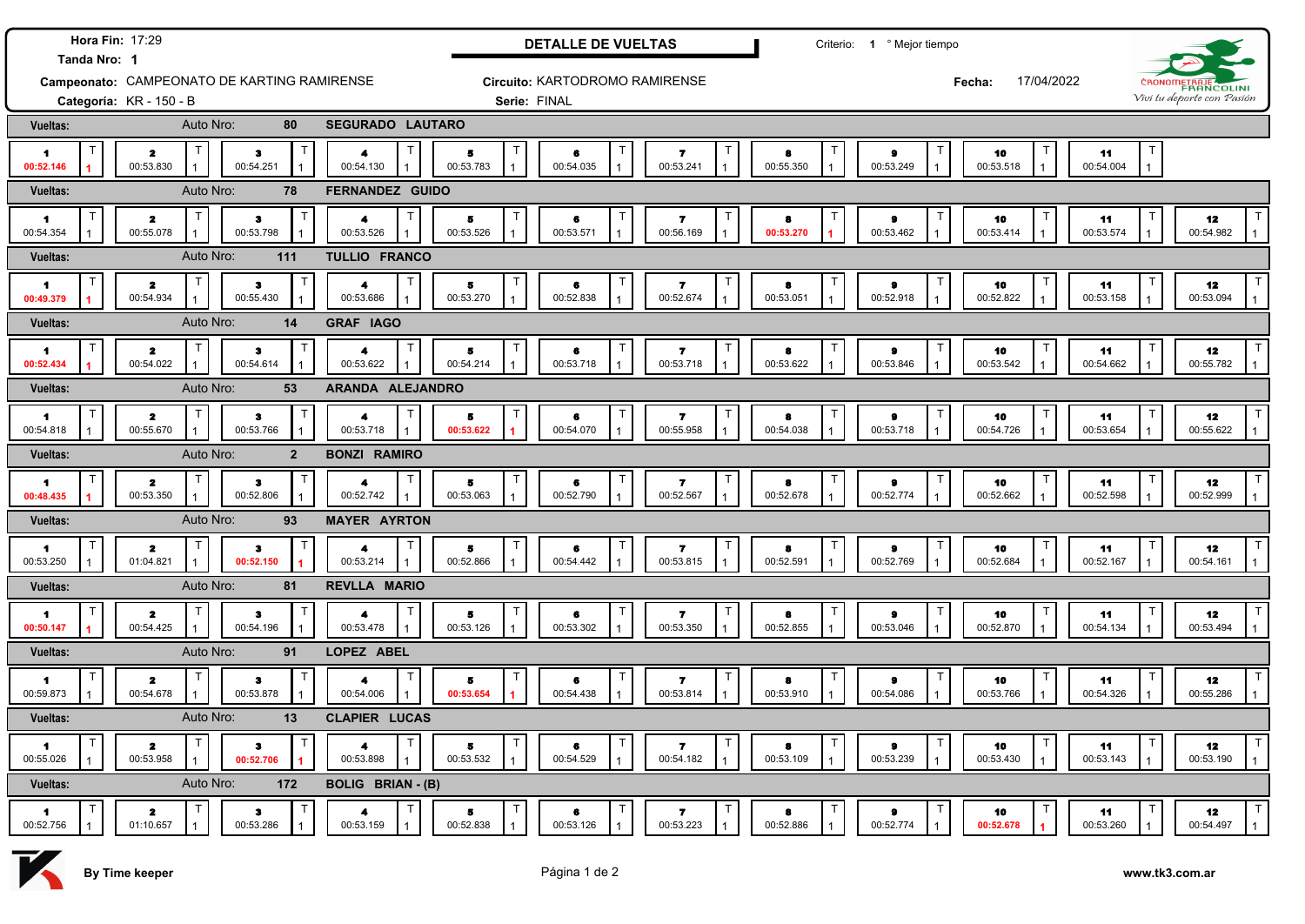# DETALLE DE VUELTAS

**Hora Fin:** 17:29
**Tanda Nro:** 1
**Campeonato:** CAMPEONATO DE KARTING RAMIRENSE
**Categoría:** KR - 150 - B

**Circuito:** KARTODROMO RAMIRENSE
**Serie:** FINAL

**Criterio:** 1 ° Mejor tiempo
**Fecha:** 17/04/2022

CRONOMETRAJE FRANCOLINI — *Viví tu deporte con Pasión*

| Vueltas | Auto Nro | Piloto | 1 | 2 | 3 | 4 | 5 | 6 | 7 | 8 | 9 | 10 | 11 | 12 |
|---|---|---|---|---|---|---|---|---|---|---|---|---|---|---|
| | 80 | SEGURADO LAUTARO | **00:52.146** | 00:53.830 | 00:54.251 | 00:54.130 | 00:53.783 | 00:54.035 | 00:53.241 | 00:55.350 | 00:53.249 | 00:53.518 | 00:54.004 | |
| | 78 | FERNANDEZ GUIDO | 00:54.354 | 00:55.078 | 00:53.798 | 00:53.526 | 00:53.526 | 00:53.571 | 00:56.169 | **00:53.270** | 00:53.462 | 00:53.414 | 00:53.574 | 00:54.982 |
| | 111 | TULLIO FRANCO | **00:49.379** | 00:54.934 | 00:55.430 | 00:53.686 | 00:53.270 | 00:52.838 | 00:52.674 | 00:53.051 | 00:52.918 | 00:52.822 | 00:53.158 | 00:53.094 |
| | 14 | GRAF IAGO | **00:52.434** | 00:54.022 | 00:54.614 | 00:53.622 | 00:54.214 | 00:53.718 | 00:53.718 | 00:53.622 | 00:53.846 | 00:53.542 | 00:54.662 | 00:55.782 |
| | 53 | ARANDA ALEJANDRO | 00:54.818 | 00:55.670 | 00:53.766 | 00:53.718 | **00:53.622** | 00:54.070 | 00:55.958 | 00:54.038 | 00:53.718 | 00:54.726 | 00:53.654 | 00:55.622 |
| | 2 | BONZI RAMIRO | **00:48.435** | 00:53.350 | 00:52.806 | 00:52.742 | 00:53.063 | 00:52.790 | 00:52.567 | 00:52.678 | 00:52.774 | 00:52.662 | 00:52.598 | 00:52.999 |
| | 93 | MAYER AYRTON | 00:53.250 | 01:04.821 | **00:52.150** | 00:53.214 | 00:52.866 | 00:54.442 | 00:53.815 | 00:52.591 | 00:52.769 | 00:52.684 | 00:52.167 | 00:54.161 |
| | 81 | REVLLA MARIO | **00:50.147** | 00:54.425 | 00:54.196 | 00:53.478 | 00:53.126 | 00:53.302 | 00:53.350 | 00:52.855 | 00:53.046 | 00:52.870 | 00:54.134 | 00:53.494 |
| | 91 | LOPEZ ABEL | 00:59.873 | 00:54.678 | 00:53.878 | 00:54.006 | **00:53.654** | 00:54.438 | 00:53.814 | 00:53.910 | 00:54.086 | 00:53.766 | 00:54.326 | 00:55.286 |
| | 13 | CLAPIER LUCAS | 00:55.026 | 00:53.958 | **00:52.706** | 00:53.898 | 00:53.532 | 00:54.529 | 00:54.182 | 00:53.109 | 00:53.239 | 00:53.430 | 00:53.143 | 00:53.190 |
| | 172 | BOLIG BRIAN - (B) | 00:52.756 | 01:10.657 | 00:53.286 | 00:53.159 | 00:52.838 | 00:53.126 | 00:53.223 | 00:52.886 | 00:52.774 | **00:52.678** | 00:53.260 | 00:54.497 |

All laps: T 1

By Time keeper — www.tk3.com.ar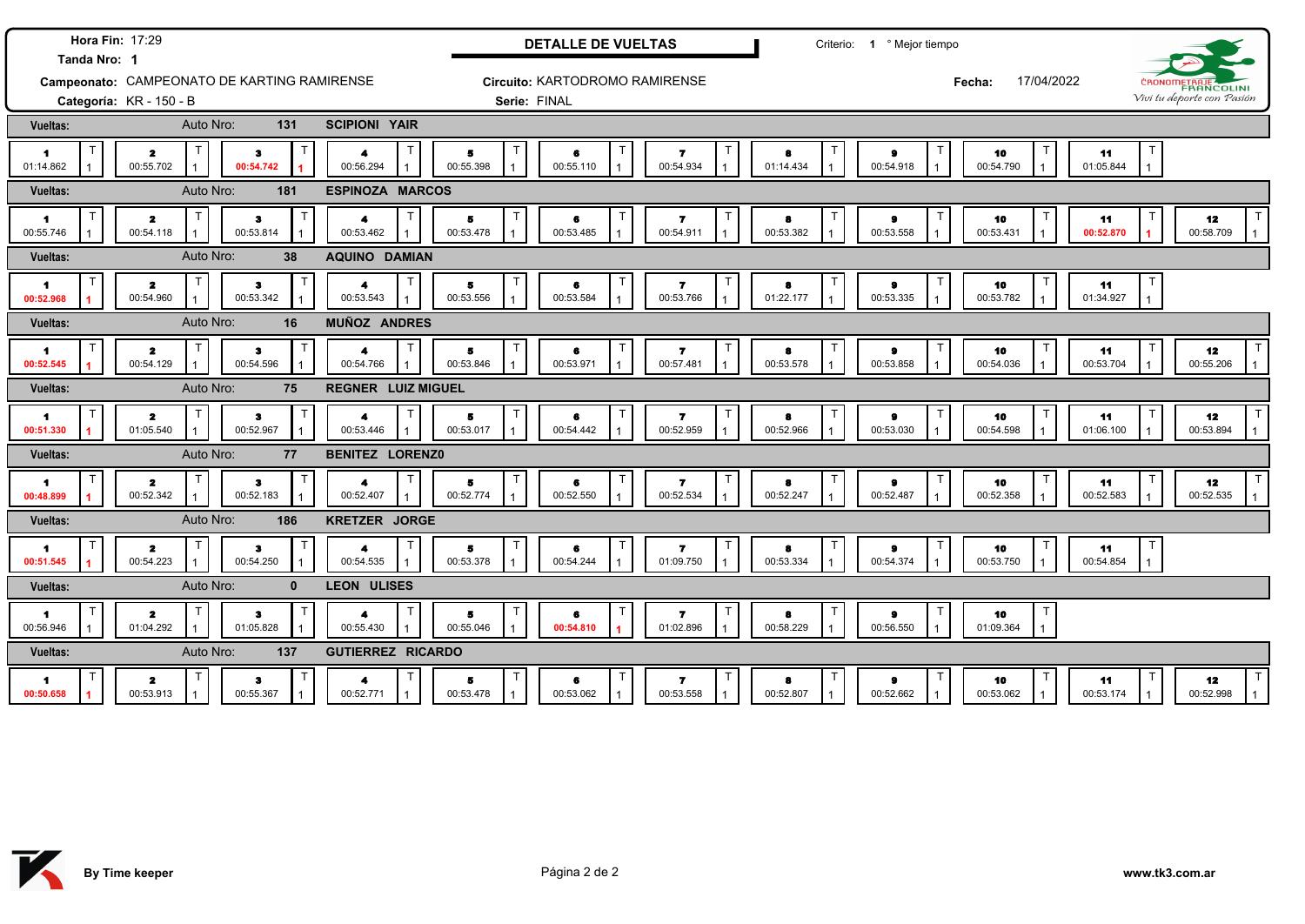**Hora Fin:** 17:29

**Tanda Nro:** 1

## DETALLE DE VUELTAS

Criterio: 1 ° Mejor tiempo

**Campeonato:** CAMPEONATO DE KARTING RAMIRENSE

**Circuito:** KARTODROMO RAMIRENSE

**Fecha:** 17/04/2022

**Categoría:** KR - 150 - B

**Serie:** FINAL

CRONOMETRAJE FRANCOLINI *Vivi tu deporte con Pasión*

**Vueltas:** Auto Nro: 131 **SCIPIONI YAIR**

| 1 | 2 | 3 | 4 | 5 | 6 | 7 | 8 | 9 | 10 | 11 |
|---|---|---|---|---|---|---|---|---|---|---|
| 01:14.862 | 00:55.702 | **00:54.742** | 00:56.294 | 00:55.398 | 00:55.110 | 00:54.934 | 01:14.434 | 00:54.918 | 00:54.790 | 01:05.844 |

**Vueltas:** Auto Nro: 181 **ESPINOZA MARCOS**

| 1 | 2 | 3 | 4 | 5 | 6 | 7 | 8 | 9 | 10 | 11 | 12 |
|---|---|---|---|---|---|---|---|---|---|---|---|
| 00:55.746 | 00:54.118 | 00:53.814 | 00:53.462 | 00:53.478 | 00:53.485 | 00:54.911 | 00:53.382 | 00:53.558 | 00:53.431 | **00:52.870** | 00:58.709 |

**Vueltas:** Auto Nro: 38 **AQUINO DAMIAN**

| 1 | 2 | 3 | 4 | 5 | 6 | 7 | 8 | 9 | 10 | 11 |
|---|---|---|---|---|---|---|---|---|---|---|
| **00:52.968** | 00:54.960 | 00:53.342 | 00:53.543 | 00:53.556 | 00:53.584 | 00:53.766 | 01:22.177 | 00:53.335 | 00:53.782 | 01:34.927 |

**Vueltas:** Auto Nro: 16 **MUÑOZ ANDRES**

| 1 | 2 | 3 | 4 | 5 | 6 | 7 | 8 | 9 | 10 | 11 | 12 |
|---|---|---|---|---|---|---|---|---|---|---|---|
| **00:52.545** | 00:54.129 | 00:54.596 | 00:54.766 | 00:53.846 | 00:53.971 | 00:57.481 | 00:53.578 | 00:53.858 | 00:54.036 | 00:53.704 | 00:55.206 |

**Vueltas:** Auto Nro: 75 **REGNER LUIZ MIGUEL**

| 1 | 2 | 3 | 4 | 5 | 6 | 7 | 8 | 9 | 10 | 11 | 12 |
|---|---|---|---|---|---|---|---|---|---|---|---|
| **00:51.330** | 01:05.540 | 00:52.967 | 00:53.446 | 00:53.017 | 00:54.442 | 00:52.959 | 00:52.966 | 00:53.030 | 00:54.598 | 01:06.100 | 00:53.894 |

**Vueltas:** Auto Nro: 77 **BENITEZ LORENZ0**

| 1 | 2 | 3 | 4 | 5 | 6 | 7 | 8 | 9 | 10 | 11 | 12 |
|---|---|---|---|---|---|---|---|---|---|---|---|
| **00:48.899** | 00:52.342 | 00:52.183 | 00:52.407 | 00:52.774 | 00:52.550 | 00:52.534 | 00:52.247 | 00:52.487 | 00:52.358 | 00:52.583 | 00:52.535 |

**Vueltas:** Auto Nro: 186 **KRETZER JORGE**

| 1 | 2 | 3 | 4 | 5 | 6 | 7 | 8 | 9 | 10 | 11 |
|---|---|---|---|---|---|---|---|---|---|---|
| **00:51.545** | 00:54.223 | 00:54.250 | 00:54.535 | 00:53.378 | 00:54.244 | 01:09.750 | 00:53.334 | 00:54.374 | 00:53.750 | 00:54.854 |

**Vueltas:** Auto Nro: 0 **LEON ULISES**

| 1 | 2 | 3 | 4 | 5 | 6 | 7 | 8 | 9 | 10 |
|---|---|---|---|---|---|---|---|---|---|
| 00:56.946 | 01:04.292 | 01:05.828 | 00:55.430 | 00:55.046 | **00:54.810** | 01:02.896 | 00:58.229 | 00:56.550 | 01:09.364 |

**Vueltas:** Auto Nro: 137 **GUTIERREZ RICARDO**

| 1 | 2 | 3 | 4 | 5 | 6 | 7 | 8 | 9 | 10 | 11 | 12 |
|---|---|---|---|---|---|---|---|---|---|---|---|
| **00:50.658** | 00:53.913 | 00:55.367 | 00:52.771 | 00:53.478 | 00:53.062 | 00:53.558 | 00:52.807 | 00:52.662 | 00:53.062 | 00:53.174 | 00:52.998 |

By Time keeper www.tk3.com.ar